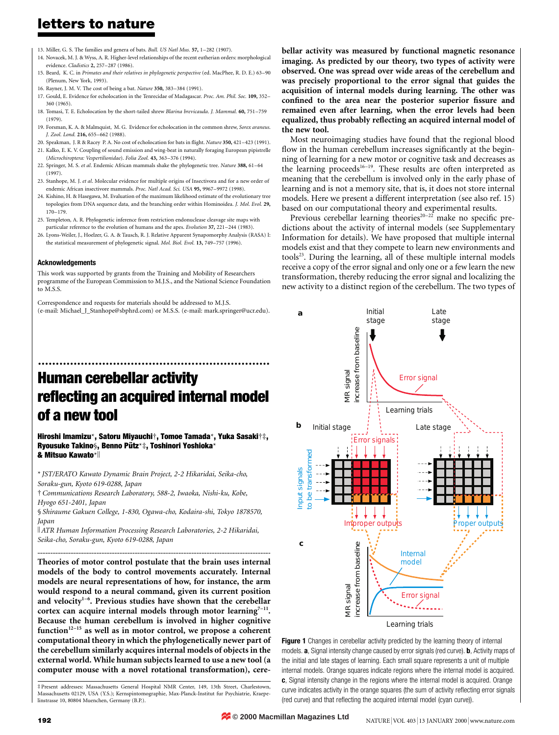13. Miller, G. S. The families and genera of bats. *Bull. US Natl Mus.* **57,** 1–282 (1907).
14. Novacek, M. J. & Wyss, A. R. Higher-level relationships of the recent eutherian orders: morphological evidence. *Cladistics* **2,** 257–287 (1986).
15. Beard, K. C. in *Primates and their relatives in phylogenetic perspective* (ed. MacPhee, R. D. E.) 63–90 (Plenum, New York, 1993).
16. Rayner, J. M. V. The cost of being a bat. *Nature* **350,** 383–384 (1991).
17. Gould, E. Evidence for echolocation in the Tenrecidae of Madagascar. *Proc. Am. Phil. Soc.* **109,** 352–360 (1965).
18. Tomasi, T. E. Echolocation by the short-tailed shrew *Blarina brevicauda*. *J. Mammal.* **60,** 751–759 (1979).
19. Forsman, K. A. & Malmquist, M. G. Evidence for echolocation in the common shrew, *Sorex araneus*. *J. Zool. Lond.* **216,** 655–662 (1988).
20. Speakman, J. R & Racey P. A. No cost of echolocation for bats in flight. *Nature* **350,** 421–423 (1991).
21. Kalko, E. K. V. Coupling of sound emission and wing-beat in naturally foraging European pipistrelle (*Microchiroptera: Vespertilionidae*). *Folia Zool.* **43,** 363–376 (1994).
22. Springer, M. S. *et al.* Endemic African mammals shake the phylogenetic tree. *Nature* **388,** 61–64 (1997).
23. Stanhope, M. J. *et al.* Molecular evidence for multiple origins of Insectivora and for a new order of endemic African insectivore mammals. *Proc. Natl Acad. Sci. USA* **95,** 9967–9972 (1998).
24. Kishino, H. & Hasegawa, M. Evaluation of the maximum likelihood estimate of the evolutionary tree topologies from DNA sequence data, and the branching order within Hominoidea. *J. Mol. Evol.* **29,** 170–179.
25. Templeton, A. R. Phylogenetic inference from restriction endonuclease cleavage site maps with particular reference to the evolution of humans and the apes. *Evolution* **37,** 221–244 (1983).
26. Lyons-Weiler, J., Hoelzer, G. A. & Tausch, R. J. Relative Apparent Synapomorphy Analysis (RASA) I: the statistical measurement of phylogenetic signal. *Mol. Biol. Evol.* **13,** 749–757 (1996).

### Acknowledgements

This work was supported by grants from the Training and Mobility of Researchers programme of the European Commission to M.J.S., and the National Science Foundation to M.S.S.

Correspondence and requests for materials should be addressed to M.J.S. (e-mail: Michael_J_Stanhope@sbphrd.com) or M.S.S. (e-mail: mark.springer@ucr.edu).

# Human cerebellar activity reflecting an acquired internal model of a new tool

**Hiroshi Imamizu\*, Satoru Miyauchi†, Tomoe Tamada\*, Yuka Sasaki†‡, Ryousuke Takino§, Benno Pütz\*‡, Toshinori Yoshioka\* & Mitsuo Kawato\*‖**

\* *JST/ERATO Kawato Dynamic Brain Project, 2-2 Hikaridai, Seika-cho, Soraku-gun, Kyoto 619-0288, Japan*
† *Communications Research Laboratory, 588-2, Iwaoka, Nishi-ku, Kobe, Hyogo 651-2401, Japan*
§ *Shiraume Gakuen College, 1-830, Ogawa-cho, Kodaira-shi, Tokyo 1878570, Japan*
‖ *ATR Human Information Processing Research Laboratories, 2-2 Hikaridai, Seika-cho, Soraku-gun, Kyoto 619-0288, Japan*

**Theories of motor control postulate that the brain uses internal models of the body to control movements accurately. Internal models are neural representations of how, for instance, the arm would respond to a neural command, given its current position and velocity[1–6]. Previous studies have shown that the cerebellar cortex can acquire internal models through motor learning[7–11]. Because the human cerebellum is involved in higher cognitive function[12–15] as well as in motor control, we propose a coherent computational theory in which the phylogenetically newer part of the cerebellum similarly acquires internal models of objects in the external world. While human subjects learned to use a new tool (a computer mouse with a novel rotational transformation), cerebellar activity was measured by functional magnetic resonance imaging. As predicted by our theory, two types of activity were observed. One was spread over wide areas of the cerebellum and was precisely proportional to the error signal that guides the acquisition of internal models during learning. The other was confined to the area near the posterior superior fissure and remained even after learning, when the error levels had been equalized, thus probably reflecting an acquired internal model of the new tool.**

Most neuroimaging studies have found that the regional blood flow in the human cerebellum increases significantly at the beginning of learning for a new motor or cognitive task and decreases as the learning proceeds[16–19]. These results are often interpreted as meaning that the cerebellum is involved only in the early phase of learning and is not a memory site, that is, it does not store internal models. Here we present a different interpretation (see also ref. 15) based on our computational theory and experimental results.

Previous cerebellar learning theories[20–22] make no specific predictions about the activity of internal models (see Supplementary Information for details). We have proposed that multiple internal models exist and that they compete to learn new environments and tools[23]. During the learning, all of these multiple internal models receive a copy of the error signal and only one or a few learn the new transformation, thereby reducing the error signal and localizing the new activity to a distinct region of the cerebellum. The two types of

**Figure 1** Changes in cerebellar activity predicted by the learning theory of internal models. **a**, Signal intensity change caused by error signals (red curve). **b**, Activity maps of the initial and late stages of learning. Each small square represents a unit of multiple internal models. Orange squares indicate regions where the internal model is acquired. **c**, Signal intensity change in the regions where the internal model is acquired. Orange curve indicates activity in the orange squares (the sum of activity reflecting error signals (red curve) and that reflecting the acquired internal model (cyan curve)).

‡ Present addresses: Massachusetts General Hospital NMR Center, 149, 13th Street, Charlestown, Massachusetts 02129, USA (Y.S.); Kernspintomographie, Max-Planck-Institut fur Psychiatrie, Kraepelinstrasse 10, 80804 Muenchen, Germany (B.P.).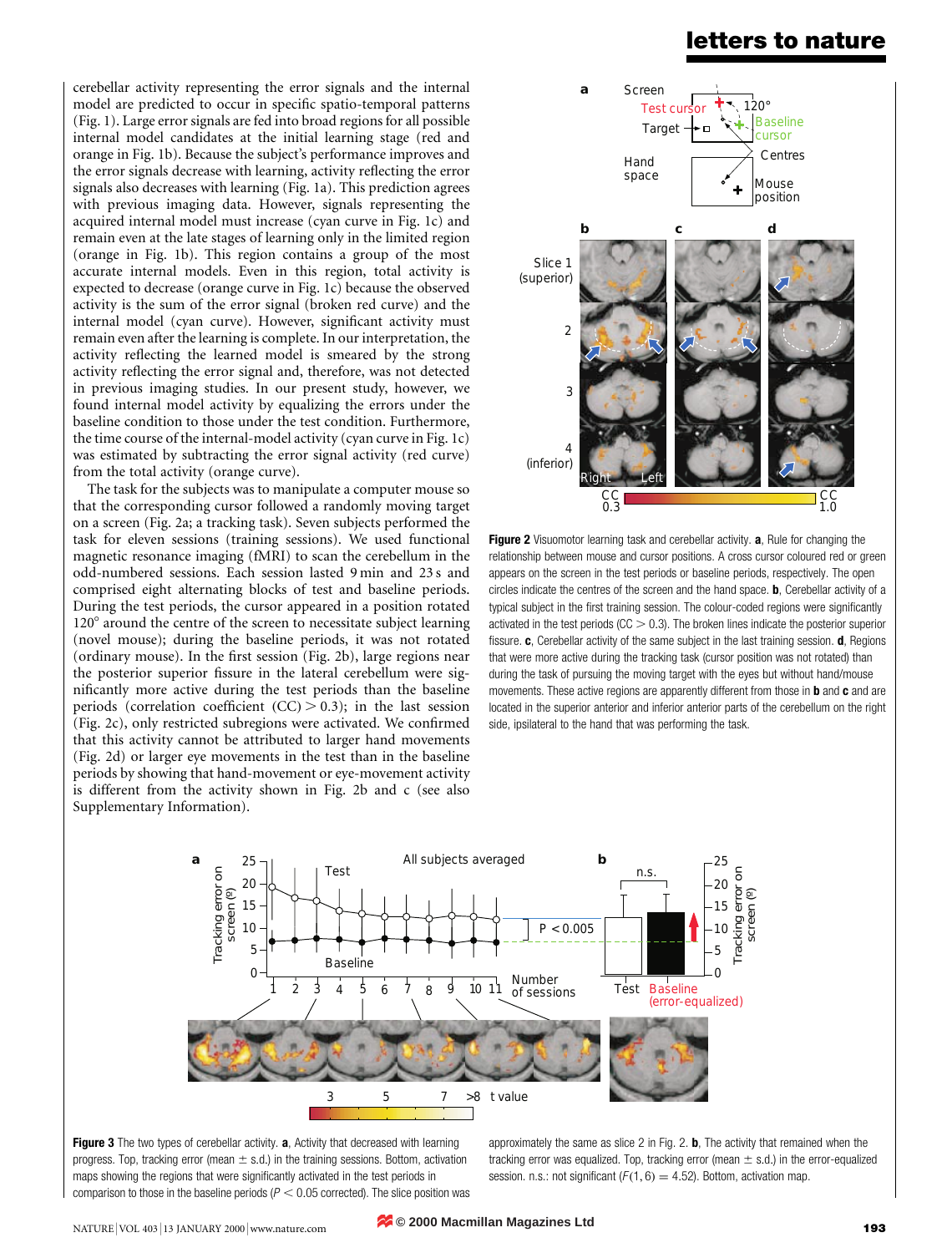cerebellar activity representing the error signals and the internal model are predicted to occur in specific spatio-temporal patterns (Fig. 1). Large error signals are fed into broad regions for all possible internal model candidates at the initial learning stage (red and orange in Fig. 1b). Because the subject's performance improves and the error signals decrease with learning, activity reflecting the error signals also decreases with learning (Fig. 1a). This prediction agrees with previous imaging data. However, signals representing the acquired internal model must increase (cyan curve in Fig. 1c) and remain even at the late stages of learning only in the limited region (orange in Fig. 1b). This region contains a group of the most accurate internal models. Even in this region, total activity is expected to decrease (orange curve in Fig. 1c) because the observed activity is the sum of the error signal (broken red curve) and the internal model (cyan curve). However, significant activity must remain even after the learning is complete. In our interpretation, the activity reflecting the learned model is smeared by the strong activity reflecting the error signal and, therefore, was not detected in previous imaging studies. In our present study, however, we found internal model activity by equalizing the errors under the baseline condition to those under the test condition. Furthermore, the time course of the internal-model activity (cyan curve in Fig. 1c) was estimated by subtracting the error signal activity (red curve) from the total activity (orange curve).

The task for the subjects was to manipulate a computer mouse so that the corresponding cursor followed a randomly moving target on a screen (Fig. 2a; a tracking task). Seven subjects performed the task for eleven sessions (training sessions). We used functional magnetic resonance imaging (fMRI) to scan the cerebellum in the odd-numbered sessions. Each session lasted 9 min and 23 s and comprised eight alternating blocks of test and baseline periods. During the test periods, the cursor appeared in a position rotated 120° around the centre of the screen to necessitate subject learning (novel mouse); during the baseline periods, it was not rotated (ordinary mouse). In the first session (Fig. 2b), large regions near the posterior superior fissure in the lateral cerebellum were significantly more active during the test periods than the baseline periods (correlation coefficient (CC) $> 0.3$); in the last session (Fig. 2c), only restricted subregions were activated. We confirmed that this activity cannot be attributed to larger hand movements (Fig. 2d) or larger eye movements in the test than in the baseline periods by showing that hand-movement or eye-movement activity is different from the activity shown in Fig. 2b and c (see also Supplementary Information).

**Figure 2** Visuomotor learning task and cerebellar activity. **a**, Rule for changing the relationship between mouse and cursor positions. A cross cursor coloured red or green appears on the screen in the test periods or baseline periods, respectively. The open circles indicate the centres of the screen and the hand space. **b**, Cerebellar activity of a typical subject in the first training session. The colour-coded regions were significantly activated in the test periods (CC $> 0.3$). The broken lines indicate the posterior superior fissure. **c**, Cerebellar activity of the same subject in the last training session. **d**, Regions that were more active during the tracking task (cursor position was not rotated) than during the task of pursuing the moving target with the eyes but without hand/mouse movements. These active regions are apparently different from those in **b** and **c** and are located in the superior anterior and inferior anterior parts of the cerebellum on the right side, ipsilateral to the hand that was performing the task.

**Figure 3** The two types of cerebellar activity. **a**, Activity that decreased with learning progress. Top, tracking error (mean ± s.d.) in the training sessions. Bottom, activation maps showing the regions that were significantly activated in the test periods in comparison to those in the baseline periods ($P < 0.05$ corrected). The slice position was approximately the same as slice 2 in Fig. 2. **b**, The activity that remained when the tracking error was equalized. Top, tracking error (mean ± s.d.) in the error-equalized session. n.s.: not significant ($F(1, 6) = 4.52$). Bottom, activation map.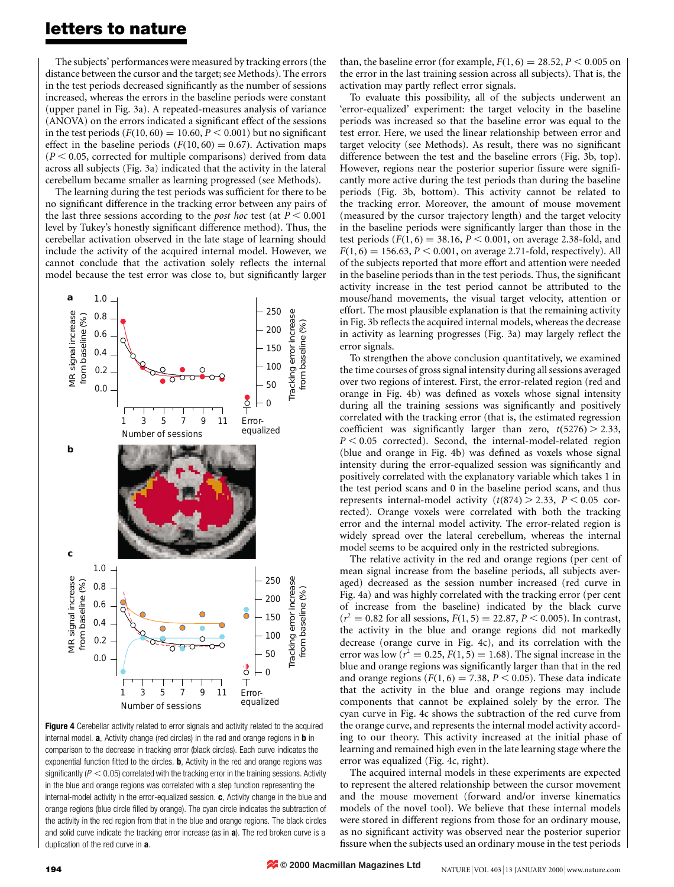The subjects' performances were measured by tracking errors (the distance between the cursor and the target; see Methods). The errors in the test periods decreased significantly as the number of sessions increased, whereas the errors in the baseline periods were constant (upper panel in Fig. 3a). A repeated-measures analysis of variance (ANOVA) on the errors indicated a significant effect of the sessions in the test periods ($F(10, 60) = 10.60$, $P < 0.001$) but no significant effect in the baseline periods ($F(10, 60) = 0.67$). Activation maps ($P < 0.05$, corrected for multiple comparisons) derived from data across all subjects (Fig. 3a) indicated that the activity in the lateral cerebellum became smaller as learning progressed (see Methods).

The learning during the test periods was sufficient for there to be no significant difference in the tracking error between any pairs of the last three sessions according to the *post hoc* test (at $P < 0.001$ level by Tukey's honestly significant difference method). Thus, the cerebellar activation observed in the late stage of learning should include the activity of the acquired internal model. However, we cannot conclude that the activation solely reflects the internal model because the test error was close to, but significantly larger than, the baseline error (for example, $F(1, 6) = 28.52$, $P < 0.005$ on the error in the last training session across all subjects). That is, the activation may partly reflect error signals.

To evaluate this possibility, all of the subjects underwent an 'error-equalized' experiment: the target velocity in the baseline periods was reduced so that the baseline error was equal to the test error. Here, we used the linear relationship between error and target velocity (see Methods). As result, there was no significant difference between the test and the baseline errors (Fig. 3b, top). However, regions near the posterior superior fissure were significantly more active during the test periods than during the baseline periods (Fig. 3b, bottom). This activity cannot be related to the tracking error. Moreover, the amount of mouse movement (measured by the cursor trajectory length) and the target velocity in the baseline periods were significantly larger than those in the test periods ($F(1, 6) = 38.16$, $P < 0.001$, on average 2.38-fold, and $F(1, 6) = 156.63$, $P < 0.001$, on average 2.71-fold, respectively). All of the subjects reported that more effort and attention were needed in the baseline periods than in the test periods. Thus, the significant activity increase in the test period cannot be attributed to the mouse/hand movements, the visual target velocity, attention or effort. The most plausible explanation is that the remaining activity in Fig. 3b reflects the acquired internal models, whereas the decrease in activity as learning progresses (Fig. 3a) may largely reflect the error signals.

To strengthen the above conclusion quantitatively, we examined the time courses of gross signal intensity during all sessions averaged over two regions of interest. First, the error-related region (red and orange in Fig. 4b) was defined as voxels whose signal intensity during all the training sessions was significantly and positively correlated with the tracking error (that is, the estimated regression coefficient was significantly larger than zero, $t(5276) > 2.33$, $P < 0.05$ corrected). Second, the internal-model-related region (blue and orange in Fig. 4b) was defined as voxels whose signal intensity during the error-equalized session was significantly and positively correlated with the explanatory variable which takes 1 in the test period scans and 0 in the baseline period scans, and thus represents internal-model activity ($t(874) > 2.33$, $P < 0.05$ corrected). Orange voxels were correlated with both the tracking error and the internal model activity. The error-related region is widely spread over the lateral cerebellum, whereas the internal model seems to be acquired only in the restricted subregions.

The relative activity in the red and orange regions (per cent of mean signal increase from the baseline periods, all subjects averaged) decreased as the session number increased (red curve in Fig. 4a) and was highly correlated with the tracking error (per cent of increase from the baseline) indicated by the black curve ($r^2 = 0.82$ for all sessions, $F(1, 5) = 22.87$, $P < 0.005$). In contrast, the activity in the blue and orange regions did not markedly decrease (orange curve in Fig. 4c), and its correlation with the error was low ($r^2 = 0.25$, $F(1, 5) = 1.68$). The signal increase in the blue and orange regions was significantly larger than that in the red and orange regions ($F(1, 6) = 7.38$, $P < 0.05$). These data indicate that the activity in the blue and orange regions may include components that cannot be explained solely by the error. The cyan curve in Fig. 4c shows the subtraction of the red curve from the orange curve, and represents the internal model activity according to our theory. This activity increased at the initial phase of learning and remained high even in the late learning stage where the error was equalized (Fig. 4c, right).

The acquired internal models in these experiments are expected to represent the altered relationship between the cursor movement and the mouse movement (forward and/or inverse kinematics models of the novel tool). We believe that these internal models were stored in different regions from those for an ordinary mouse, as no significant activity was observed near the posterior superior fissure when the subjects used an ordinary mouse in the test periods

**Figure 4** Cerebellar activity related to error signals and activity related to the acquired internal model. **a**, Activity change (red circles) in the red and orange regions in **b** in comparison to the decrease in tracking error (black circles). Each curve indicates the exponential function fitted to the circles. **b**, Activity in the red and orange regions was significantly ($P < 0.05$) correlated with the tracking error in the training sessions. Activity in the blue and orange regions was correlated with a step function representing the internal-model activity in the error-equalized session. **c**, Activity change in the blue and orange regions (blue circle filled by orange). The cyan circle indicates the subtraction of the activity in the red region from that in the blue and orange regions. The black circles and solid curve indicate the tracking error increase (as in **a**). The red broken curve is a duplication of the red curve in **a**.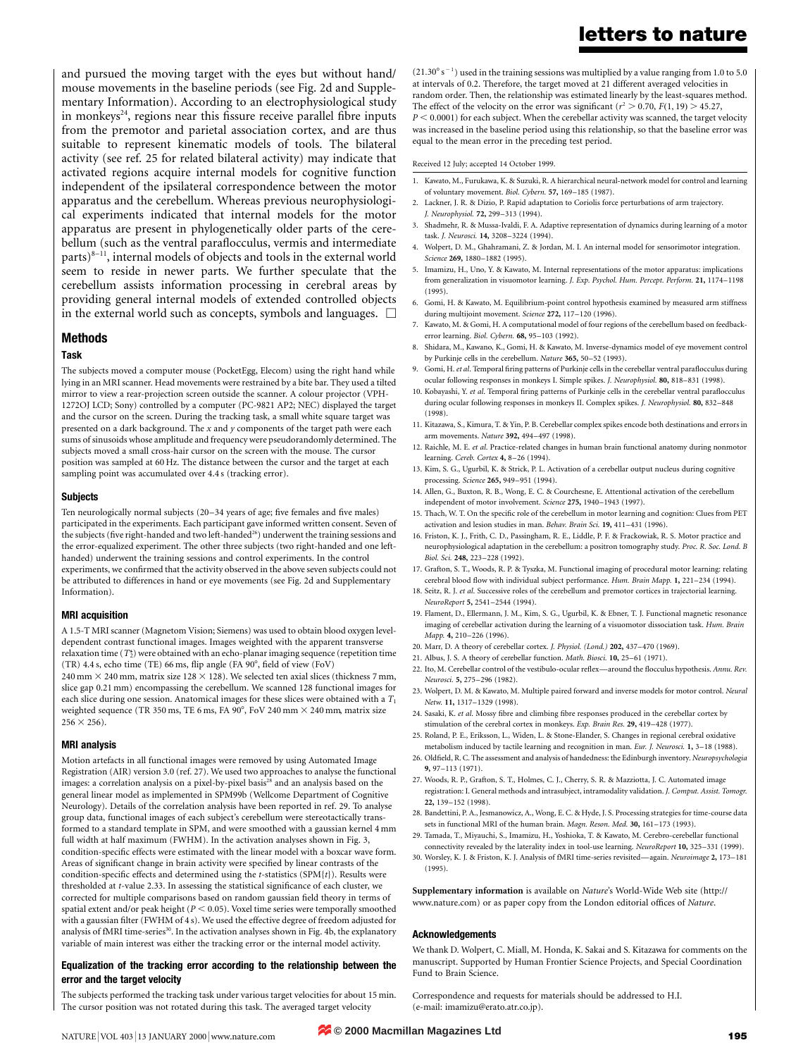and pursued the moving target with the eyes but without hand/mouse movements in the baseline periods (see Fig. 2d and Supplementary Information). According to an electrophysiological study in monkeys[24], regions near this fissure receive parallel fibre inputs from the premotor and parietal association cortex, and are thus suitable to represent kinematic models of tools. The bilateral activity (see ref. 25 for related bilateral activity) may indicate that activated regions acquire internal models for cognitive function independent of the ipsilateral correspondence between the motor apparatus and the cerebellum. Whereas previous neurophysiological experiments indicated that internal models for the motor apparatus are present in phylogenetically older parts of the cerebellum (such as the ventral paraflocculus, vermis and intermediate parts)[8–11], internal models of objects and tools in the external world seem to reside in newer parts. We further speculate that the cerebellum assists information processing in cerebral areas by providing general internal models of extended controlled objects in the external world such as concepts, symbols and languages. □

## Methods

### Task

The subjects moved a computer mouse (PocketEgg, Elecom) using the right hand while lying in an MRI scanner. Head movements were restrained by a bite bar. They used a tilted mirror to view a rear-projection screen outside the scanner. A colour projector (VPH-1272OJ LCD; Sony) controlled by a computer (PC-9821 AP2; NEC) displayed the target and the cursor on the screen. During the tracking task, a small white square target was presented on a dark background. The $x$ and $y$ components of the target path were each sums of sinusoids whose amplitude and frequency were pseudorandomly determined. The subjects moved a small cross-hair cursor on the screen with the mouse. The cursor position was sampled at 60 Hz. The distance between the cursor and the target at each sampling point was accumulated over 4.4 s (tracking error).

### Subjects

Ten neurologically normal subjects (20–34 years of age; five females and five males) participated in the experiments. Each participant gave informed written consent. Seven of the subjects (five right-handed and two left-handed[26]) underwent the training sessions and the error-equalized experiment. The other three subjects (two right-handed and one left-handed) underwent the training sessions and control experiments. In the control experiments, we confirmed that the activity observed in the above seven subjects could not be attributed to differences in hand or eye movements (see Fig. 2d and Supplementary Information).

### MRI acquisition

A 1.5-T MRI scanner (Magnetom Vision; Siemens) was used to obtain blood oxygen level-dependent contrast functional images. Images weighted with the apparent transverse relaxation time ($T_2^*$) were obtained with an echo-planar imaging sequence (repetition time (TR) 4.4 s, echo time (TE) 66 ms, flip angle (FA 90°, field of view (FoV) 240 mm × 240 mm, matrix size 128 × 128). We selected ten axial slices (thickness 7 mm, slice gap 0.21 mm) encompassing the cerebellum. We scanned 128 functional images for each slice during one session. Anatomical images for these slices were obtained with a $T_1$ weighted sequence (TR 350 ms, TE 6 ms, FA 90°, FoV 240 mm × 240 mm, matrix size 256 × 256).

### MRI analysis

Motion artefacts in all functional images were removed by using Automated Image Registration (AIR) version 3.0 (ref. 27). We used two approaches to analyse the functional images: a correlation analysis on a pixel-by-pixel basis[28] and an analysis based on the general linear model as implemented in SPM99b (Wellcome Department of Cognitive Neurology). Details of the correlation analysis have been reported in ref. 29. To analyse group data, functional images of each subject's cerebellum were stereotactically transformed to a standard template in SPM, and were smoothed with a gaussian kernel 4 mm full width at half maximum (FWHM). In the activation analyses shown in Fig. 3, condition-specific effects were estimated with the linear model with a boxcar wave form. Areas of significant change in brain activity were specified by linear contrasts of the condition-specific effects and determined using the $t$-statistics (SPM{$t$}). Results were thresholded at $t$-value 2.33. In assessing the statistical significance of each cluster, we corrected for multiple comparisons based on random gaussian field theory in terms of spatial extent and/or peak height ($P < 0.05$). Voxel time series were temporally smoothed with a gaussian filter (FWHM of 4 s). We used the effective degree of freedom adjusted for analysis of fMRI time-series[30]. In the activation analyses shown in Fig. 4b, the explanatory variable of main interest was either the tracking error or the internal model activity.

### Equalization of the tracking error according to the relationship between the error and the target velocity

The subjects performed the tracking task under various target velocities for about 15 min. The cursor position was not rotated during this task. The averaged target velocity ($21.30° \mathrm{s}^{-1}$) used in the training sessions was multiplied by a value ranging from 1.0 to 5.0 at intervals of 0.2. Therefore, the target moved at 21 different averaged velocities in random order. Then, the relationship was estimated linearly by the least-squares method. The effect of the velocity on the error was significant ($r^2 > 0.70$, $F(1, 19) > 45.27$, $P < 0.0001$) for each subject. When the cerebellar activity was scanned, the target velocity was increased in the baseline period using this relationship, so that the baseline error was equal to the mean error in the preceding test period.

Received 12 July; accepted 14 October 1999.

1. Kawato, M., Furukawa, K. & Suzuki, R. A hierarchical neural-network model for control and learning of voluntary movement. *Biol. Cybern.* **57,** 169–185 (1987).
2. Lackner, J. R. & Dizio, P. Rapid adaptation to Coriolis force perturbations of arm trajectory. *J. Neurophysiol.* **72,** 299–313 (1994).
3. Shadmehr, R. & Mussa-Ivaldi, F. A. Adaptive representation of dynamics during learning of a motor task. *J. Neurosci.* **14,** 3208–3224 (1994).
4. Wolpert, D. M., Ghahramani, Z. & Jordan, M. I. An internal model for sensorimotor integration. *Science* **269,** 1880–1882 (1995).
5. Imamizu, H., Uno, Y. & Kawato, M. Internal representations of the motor apparatus: implications from generalization in visuomotor learning. *J. Exp. Psychol. Hum. Percept. Perform.* **21,** 1174–1198 (1995).
6. Gomi, H. & Kawato, M. Equilibrium-point control hypothesis examined by measured arm stiffness during multijoint movement. *Science* **272,** 117–120 (1996).
7. Kawato, M. & Gomi, H. A computational model of four regions of the cerebellum based on feedback-error learning. *Biol. Cybern.* **68,** 95–103 (1992).
8. Shidara, M., Kawano, K., Gomi, H. & Kawato, M. Inverse-dynamics model of eye movement control by Purkinje cells in the cerebellum. *Nature* **365,** 50–52 (1993).
9. Gomi, H. *et al.* Temporal firing patterns of Purkinje cells in the cerebellar ventral paraflocculus during ocular following responses in monkeys I. Simple spikes. *J. Neurophysiol.* **80,** 818–831 (1998).
10. Kobayashi, Y. *et al.* Temporal firing patterns of Purkinje cells in the cerebellar ventral paraflocculus during ocular following responses in monkeys II. Complex spikes. *J. Neurophysiol.* **80,** 832–848 (1998).
11. Kitazawa, S., Kimura, T. & Yin, P. B. Cerebellar complex spikes encode both destinations and errors in arm movements. *Nature* **392,** 494–497 (1998).
12. Raichle, M. E. *et al.* Practice-related changes in human brain functional anatomy during nonmotor learning. *Cereb. Cortex* **4,** 8–26 (1994).
13. Kim, S. G., Ugurbil, K. & Strick, P. L. Activation of a cerebellar output nucleus during cognitive processing. *Science* **265,** 949–951 (1994).
14. Allen, G., Buxton, R. B., Wong, E. C. & Courchesne, E. Attentional activation of the cerebellum independent of motor involvement. *Science* **275,** 1940–1943 (1997).
15. Thach, W. T. On the specific role of the cerebellum in motor learning and cognition: Clues from PET activation and lesion studies in man. *Behav. Brain Sci.* **19,** 411–431 (1996).
16. Friston, K. J., Frith, C. D., Passingham, R. E., Liddle, P. F. & Frackowiak, R. S. Motor practice and neurophysiological adaptation in the cerebellum: a positron tomography study. *Proc. R. Soc. Lond. B Biol. Sci.* **248,** 223–228 (1992).
17. Grafton, S. T., Woods, R. P. & Tyszka, M. Functional imaging of procedural motor learning: relating cerebral blood flow with individual subject performance. *Hum. Brain Mapp.* **1,** 221–234 (1994).
18. Seitz, R. J. *et al.* Successive roles of the cerebellum and premotor cortices in trajectorial learning. *NeuroReport* **5,** 2541–2544 (1994).
19. Flament, D., Ellermann, J. M., Kim, S. G., Ugurbil, K. & Ebner, T. J. Functional magnetic resonance imaging of cerebellar activation during the learning of a visuomotor dissociation task. *Hum. Brain Mapp.* **4,** 210–226 (1996).
20. Marr, D. A theory of cerebellar cortex. *J. Physiol. (Lond.)* **202,** 437–470 (1969).
21. Albus, J. S. A theory of cerebellar function. *Math. Biosci.* **10,** 25–61 (1971).
22. Ito, M. Cerebellar control of the vestibulo-ocular reflex—around the flocculus hypothesis. *Annu. Rev. Neurosci.* **5,** 275–296 (1982).
23. Wolpert, D. M. & Kawato, M. Multiple paired forward and inverse models for motor control. *Neural Netw.* **11,** 1317–1329 (1998).
24. Sasaki, K. *et al.* Mossy fibre and climbing fibre responses produced in the cerebellar cortex by stimulation of the cerebral cortex in monkeys. *Exp. Brain Res.* **29,** 419–428 (1977).
25. Roland, P. E., Eriksson, L., Widen, L. & Stone-Elander, S. Changes in regional cerebral oxidative metabolism induced by tactile learning and recognition in man. *Eur. J. Neurosci.* **1,** 3–18 (1988).
26. Oldfield, R. C. The assessment and analysis of handedness: the Edinburgh inventory. *Neuropsychologia* **9,** 97–113 (1971).
27. Woods, R. P., Grafton, S. T., Holmes, C. J., Cherry, S. R. & Mazziotta, J. C. Automated image registration: I. General methods and intrasubject, intramodality validation. *J. Comput. Assist. Tomogr.* **22,** 139–152 (1998).
28. Bandettini, P. A., Jesmanowicz, A., Wong, E. C. & Hyde, J. S. Processing strategies for time-course data sets in functional MRI of the human brain. *Magn. Reson. Med.* **30,** 161–173 (1993).
29. Tamada, T., Miyauchi, S., Imamizu, H., Yoshioka, T. & Kawato, M. Cerebro-cerebellar functional connectivity revealed by the laterality index in tool-use learning. *NeuroReport* **10,** 325–331 (1999).
30. Worsley, K. J. & Friston, K. J. Analysis of fMRI time-series revisited—again. *Neuroimage* **2,** 173–181 (1995).

**Supplementary information** is available on *Nature*'s World-Wide Web site (http://www.nature.com) or as paper copy from the London editorial offices of *Nature*.

### Acknowledgements

We thank D. Wolpert, C. Miall, M. Honda, K. Sakai and S. Kitazawa for comments on the manuscript. Supported by Human Frontier Science Projects, and Special Coordination Fund to Brain Science.

Correspondence and requests for materials should be addressed to H.I. (e-mail: imamizu@erato.atr.co.jp).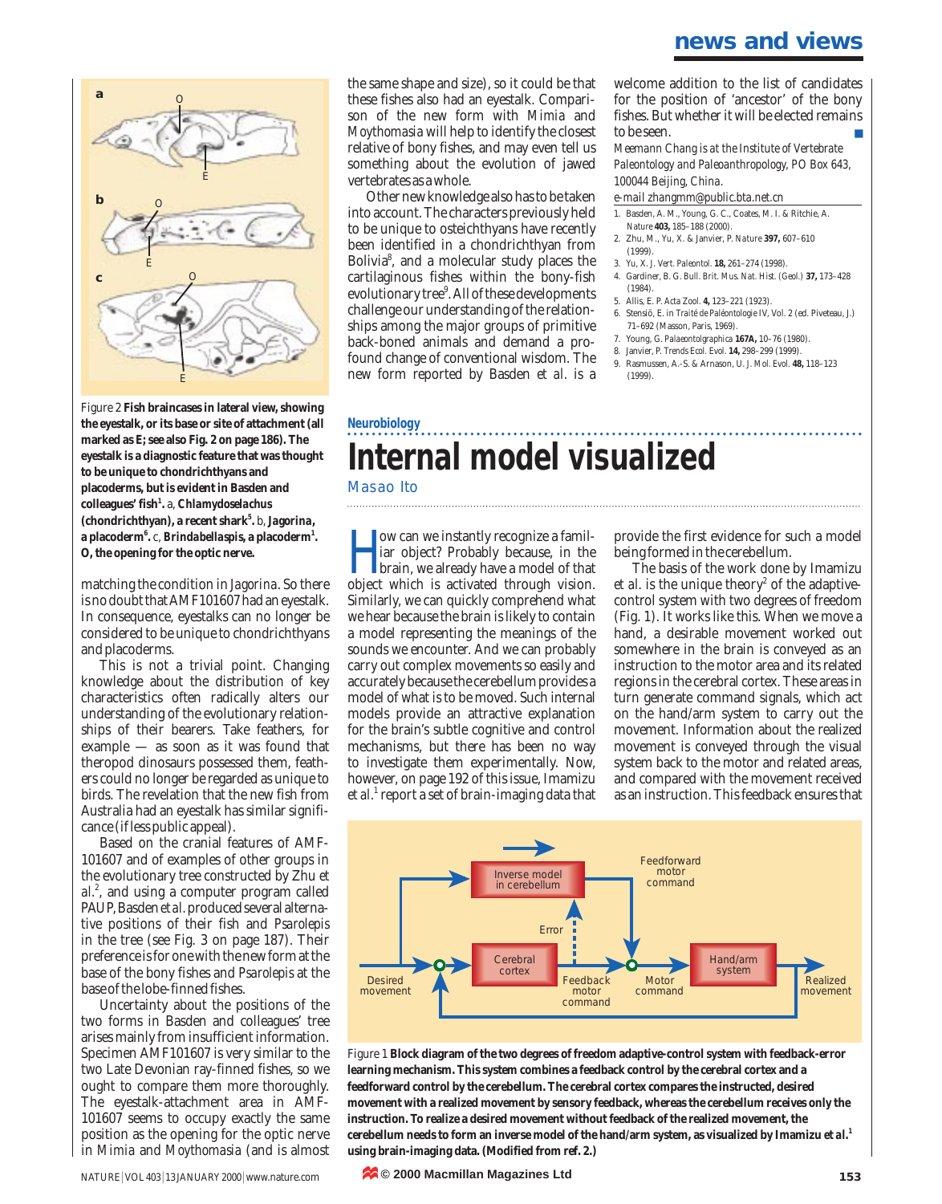Figure 2 **Fish braincases in lateral view, showing the eyestalk, or its base or site of attachment (all marked as E; see also Fig. 2 on page 186). The eyestalk is a diagnostic feature that was thought to be unique to chondrichthyans and placoderms, but is evident in Basden and colleagues' fish[1].** a, ***Chlamydoselachus*** **(chondrichthyan), a recent shark[5].** b, ***Jagorina*****, a placoderm[6].** c, ***Brindabellaspis*****, a placoderm[1]. O, the opening for the optic nerve.**

matching the condition in *Jagorina*. So there is no doubt that AMF101607 had an eyestalk. In consequence, eyestalks can no longer be considered to be unique to chondrichthyans and placoderms.

This is not a trivial point. Changing knowledge about the distribution of key characteristics often radically alters our understanding of the evolutionary relationships of their bearers. Take feathers, for example — as soon as it was found that theropod dinosaurs possessed them, feathers could no longer be regarded as unique to birds. The revelation that the new fish from Australia had an eyestalk has similar significance (if less public appeal).

Based on the cranial features of AMF-101607 and of examples of other groups in the evolutionary tree constructed by Zhu *et al.*[2], and using a computer program called PAUP, Basden *et al.* produced several alternative positions of their fish and *Psarolepis* in the tree (see Fig. 3 on page 187). Their preference is for one with the new form at the base of the bony fishes and *Psarolepis* at the base of the lobe-finned fishes.

Uncertainty about the positions of the two forms in Basden and colleagues' tree arises mainly from insufficient information. Specimen AMF101607 is very similar to the two Late Devonian ray-finned fishes, so we ought to compare them more thoroughly. The eyestalk-attachment area in AMF-101607 seems to occupy exactly the same position as the opening for the optic nerve in *Mimia* and *Moythomasia* (and is almost the same shape and size), so it could be that these fishes also had an eyestalk. Comparison of the new form with *Mimia* and *Moythomasia* will help to identify the closest relative of bony fishes, and may even tell us something about the evolution of jawed vertebrates as a whole.

Other new knowledge also has to be taken into account. The characters previously held to be unique to osteichthyans have recently been identified in a chondrichthyan from Bolivia[8], and a molecular study places the cartilaginous fishes within the bony-fish evolutionary tree[9]. All of these developments challenge our understanding of the relationships among the major groups of primitive back-boned animals and demand a profound change of conventional wisdom. The new form reported by Basden *et al.* is a welcome addition to the list of candidates for the position of 'ancestor' of the bony fishes. But whether it will be elected remains to be seen. ■

*Meemann Chang is at the Institute of Vertebrate Paleontology and Paleoanthropology, PO Box 643, 100044 Beijing, China.*
*e-mail zhangmm@public.bta.net.cn*

1. Basden, A. M., Young, G. C., Coates, M. I. & Ritchie, A. *Nature* **403,** 185–188 (2000).
2. Zhu, M., Yu, X. & Janvier, P. *Nature* **397,** 607–610 (1999).
3. Yu, X. *J. Vert. Paleontol.* **18,** 261–274 (1998).
4. Gardiner, B. G. *Bull. Brit. Mus. Nat. Hist. (Geol.)* **37,** 173–428 (1984).
5. Allis, E. P. *Acta Zool.* **4,** 123–221 (1923).
6. Stensiö, E. in *Traité de Paléontologie IV, Vol. 2* (ed. Piveteau, J.) 71–692 (Masson, Paris, 1969).
7. Young, G. *Palaeontolgraphica* **167A,** 10–76 (1980).
8. Janvier, P. *Trends Ecol. Evol.* **14,** 298–299 (1999).
9. Rasmussen, A.-S. & Arnason, U. *J. Mol. Evol.* **48,** 118–123 (1999).

Neurobiology

# Internal model visualized

Masao Ito

How can we instantly recognize a familiar object? Probably because, in the brain, we already have a model of that object which is activated through vision. Similarly, we can quickly comprehend what we hear because the brain is likely to contain a model representing the meanings of the sounds we encounter. And we can probably carry out complex movements so easily and accurately because the cerebellum provides a model of what is to be moved. Such internal models provide an attractive explanation for the brain's subtle cognitive and control mechanisms, but there has been no way to investigate them experimentally. Now, however, on page 192 of this issue, Imamizu *et al.*[1] report a set of brain-imaging data that provide the first evidence for such a model being formed in the cerebellum.

The basis of the work done by Imamizu *et al.* is the unique theory[2] of the adaptive-control system with two degrees of freedom (Fig. 1). It works like this. When we move a hand, a desirable movement worked out somewhere in the brain is conveyed as an instruction to the motor area and its related regions in the cerebral cortex. These areas in turn generate command signals, which act on the hand/arm system to carry out the movement. Information about the realized movement is conveyed through the visual system back to the motor and related areas, and compared with the movement received as an instruction. This feedback ensures that

Figure 1 **Block diagram of the two degrees of freedom adaptive-control system with feedback-error learning mechanism. This system combines a feedback control by the cerebral cortex and a feedforward control by the cerebellum. The cerebral cortex compares the instructed, desired movement with a realized movement by sensory feedback, whereas the cerebellum receives only the instruction. To realize a desired movement without feedback of the realized movement, the cerebellum needs to form an inverse model of the hand/arm system, as visualized by Imamizu *et al.*[1] using brain-imaging data. (Modified from ref. 2.)**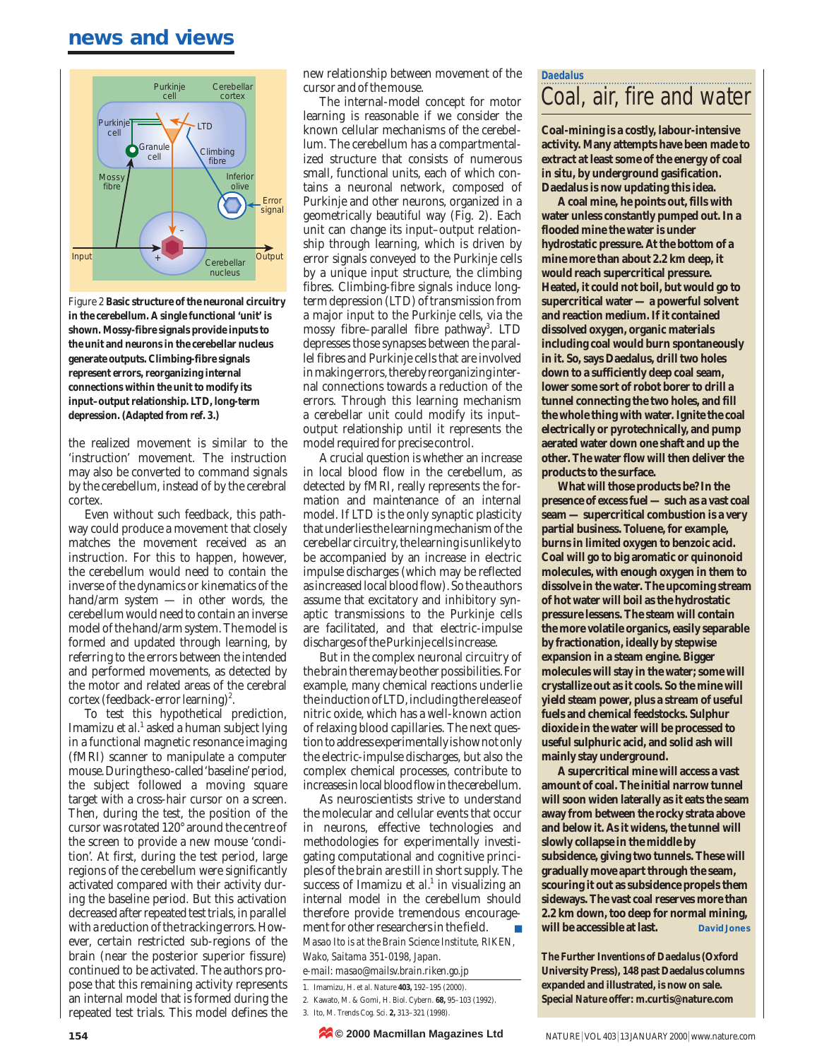Purkinje cell

Cerebellar cortex

Purkinje cell

LTD

Granule cell

Climbing fibre

Mossy fibre

Inferior olive

Error signal

Input

Output

Cerebellar nucleus

Figure 2 **Basic structure of the neuronal circuitry in the cerebellum. A single functional 'unit' is shown. Mossy-fibre signals provide inputs to the unit and neurons in the cerebellar nucleus generate outputs. Climbing-fibre signals represent errors, reorganizing internal connections within the unit to modify its input–output relationship. LTD, long-term depression. (Adapted from ref. 3.)**

the realized movement is similar to the 'instruction' movement. The instruction may also be converted to command signals by the cerebellum, instead of by the cerebral cortex.

Even without such feedback, this pathway could produce a movement that closely matches the movement received as an instruction. For this to happen, however, the cerebellum would need to contain the inverse of the dynamics or kinematics of the hand/arm system — in other words, the cerebellum would need to contain an inverse model of the hand/arm system. The model is formed and updated through learning, by referring to the errors between the intended and performed movements, as detected by the motor and related areas of the cerebral cortex (feedback-error learning)[2].

To test this hypothetical prediction, Imamizu *et al.*[1] asked a human subject lying in a functional magnetic resonance imaging (fMRI) scanner to manipulate a computer mouse. During the so-called 'baseline' period, the subject followed a moving square target with a cross-hair cursor on a screen. Then, during the test, the position of the cursor was rotated 120° around the centre of the screen to provide a new mouse 'condition'. At first, during the test period, large regions of the cerebellum were significantly activated compared with their activity during the baseline period. But this activation decreased after repeated test trials, in parallel with a reduction of the tracking errors. However, certain restricted sub-regions of the brain (near the posterior superior fissure) continued to be activated. The authors propose that this remaining activity represents an internal model that is formed during the repeated test trials. This model defines the new relationship between movement of the cursor and of the mouse.

The internal-model concept for motor learning is reasonable if we consider the known cellular mechanisms of the cerebellum. The cerebellum has a compartmentalized structure that consists of numerous small, functional units, each of which contains a neuronal network, composed of Purkinje and other neurons, organized in a geometrically beautiful way (Fig. 2). Each unit can change its input–output relationship through learning, which is driven by error signals conveyed to the Purkinje cells by a unique input structure, the climbing fibres. Climbing-fibre signals induce long-term depression (LTD) of transmission from a major input to the Purkinje cells, via the mossy fibre–parallel fibre pathway[3]. LTD depresses those synapses between the parallel fibres and Purkinje cells that are involved in making errors, thereby reorganizing internal connections towards a reduction of the errors. Through this learning mechanism a cerebellar unit could modify its input–output relationship until it represents the model required for precise control.

A crucial question is whether an increase in local blood flow in the cerebellum, as detected by fMRI, really represents the formation and maintenance of an internal model. If LTD is the only synaptic plasticity that underlies the learning mechanism of the cerebellar circuitry, the learning is unlikely to be accompanied by an increase in electric impulse discharges (which may be reflected as increased local blood flow). So the authors assume that excitatory and inhibitory synaptic transmissions to the Purkinje cells are facilitated, and that electric-impulse discharges of the Purkinje cells increase.

But in the complex neuronal circuitry of the brain there may be other possibilities. For example, many chemical reactions underlie the induction of LTD, including the release of nitric oxide, which has a well-known action of relaxing blood capillaries. The next question to address experimentally is how not only the electric-impulse discharges, but also the complex chemical processes, contribute to increases in local blood flow in the cerebellum.

As neuroscientists strive to understand the molecular and cellular events that occur in neurons, effective technologies and methodologies for experimentally investigating computational and organizing principles of the brain are still in short supply. The success of Imamizu *et al.*[1] in visualizing an internal model in the cerebellum should therefore provide tremendous encouragement for other researchers in the field. ■

*Masao Ito is at the Brain Science Institute, RIKEN, Wako, Saitama 351-0198, Japan.*
*e-mail: masao@mailsv.brain.riken.go.jp*

1. Imamizu, H. *et al. Nature* **403,** 192–195 (2000).
2. Kawato, M. & Gomi, H. *Biol. Cybern.* **68,** 95–103 (1992).
3. Ito, M. *Trends Cog. Sci.* **2,** 313–321 (1998).

## Daedalus

# Coal, air, fire and water

**Coal-mining is a costly, labour-intensive activity. Many attempts have been made to extract at least some of the energy of coal *in situ*, by underground gasification. Daedalus is now updating this idea.**

**A coal mine, he points out, fills with water unless constantly pumped out. In a flooded mine the water is under hydrostatic pressure. At the bottom of a mine more than about 2.2 km deep, it would reach supercritical pressure. Heated, it could not boil, but would go to supercritical water — a powerful solvent and reaction medium. If it contained dissolved oxygen, organic materials including coal would burn spontaneously in it. So, says Daedalus, drill two holes down to a sufficiently deep coal seam, lower some sort of robot borer to drill a tunnel connecting the two holes, and fill the whole thing with water. Ignite the coal electrically or pyrotechnically, and pump aerated water down one shaft and up the other. The water flow will then deliver the products to the surface.**

**What will those products be? In the presence of excess fuel — such as a vast coal seam — supercritical combustion is a very partial business. Toluene, for example, burns in limited oxygen to benzoic acid. Coal will go to big aromatic or quinonoid molecules, with enough oxygen in them to dissolve in the water. The upcoming stream of hot water will boil as the hydrostatic pressure lessens. The steam will contain the more volatile organics, easily separable by fractionation, ideally by stepwise expansion in a steam engine. Bigger molecules will stay in the water; some will crystallize out as it cools. So the mine will yield steam power, plus a stream of useful fuels and chemical feedstocks. Sulphur dioxide in the water will be processed to useful sulphuric acid, and solid ash will mainly stay underground.**

**A supercritical mine will access a vast amount of coal. The initial narrow tunnel will soon widen laterally as it eats the seam away from between the rocky strata above and below it. As it widens, the tunnel will slowly collapse in the middle by subsidence, giving two tunnels. These will gradually move apart through the seam, scouring it out as subsidence propels them sideways. The vast coal reserves more than 2.2 km down, too deep for normal mining, will be accessible at last.** **David Jones**

***The Further Inventions of Daedalus* (Oxford University Press), 148 past Daedalus columns expanded and illustrated, is now on sale. Special *Nature* offer: m.curtis@nature.com**